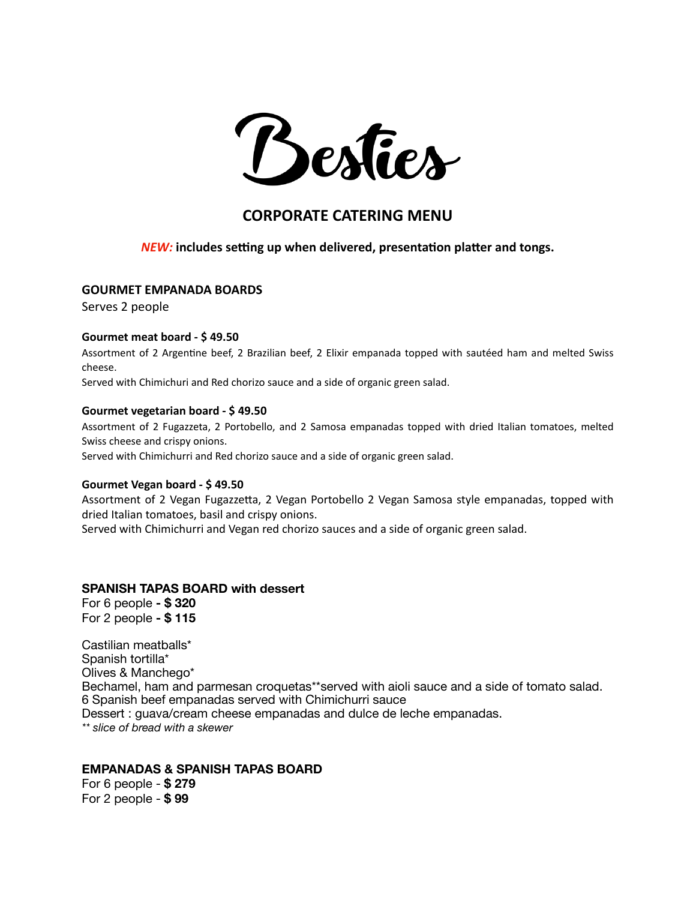# Besties

## CORPORATE CATERING MENU

***NEW:* includes setting up when delivered, presentation platter and tongs.**

### GOURMET EMPANADA BOARDS

Serves 2 people

**Gourmet meat board - $ 49.50**

Assortment of 2 Argentine beef, 2 Brazilian beef, 2 Elixir empanada topped with sautéed ham and melted Swiss cheese.
Served with Chimichuri and Red chorizo sauce and a side of organic green salad.

**Gourmet vegetarian board - $ 49.50**

Assortment of 2 Fugazzeta, 2 Portobello, and 2 Samosa empanadas topped with dried Italian tomatoes, melted Swiss cheese and crispy onions.
Served with Chimichurri and Red chorizo sauce and a side of organic green salad.

**Gourmet Vegan board - $ 49.50**

Assortment of 2 Vegan Fugazzetta, 2 Vegan Portobello 2 Vegan Samosa style empanadas, topped with dried Italian tomatoes, basil and crispy onions.
Served with Chimichurri and Vegan red chorizo sauces and a side of organic green salad.

### SPANISH TAPAS BOARD with dessert

For 6 people **- $ 320**
For 2 people **- $ 115**

Castilian meatballs*
Spanish tortilla*
Olives & Manchego*
Bechamel, ham and parmesan croquetas**served with aioli sauce and a side of tomato salad.
6 Spanish beef empanadas served with Chimichurri sauce
Dessert : guava/cream cheese empanadas and dulce de leche empanadas.
*** slice of bread with a skewer*

### EMPANADAS & SPANISH TAPAS BOARD

For 6 people - **$ 279**
For 2 people - **$ 99**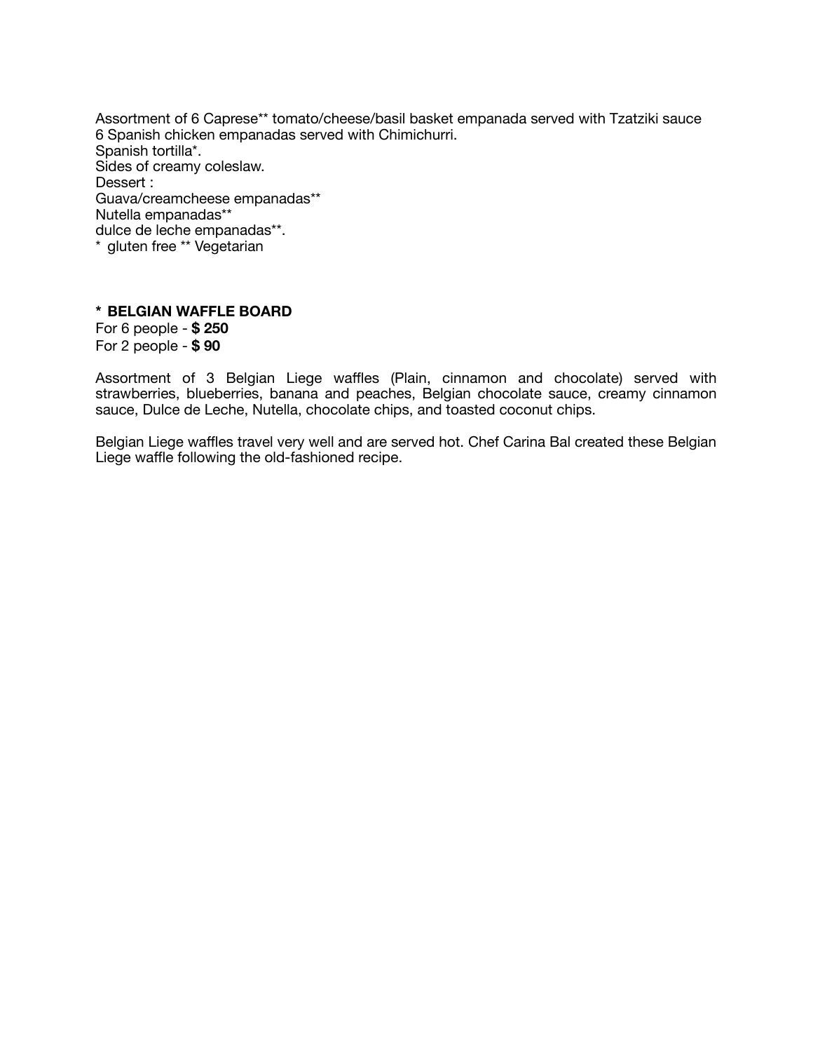Assortment of 6 Caprese** tomato/cheese/basil basket empanada served with Tzatziki sauce
6 Spanish chicken empanadas served with Chimichurri.
Spanish tortilla*.
Sides of creamy coleslaw.
Dessert :
Guava/creamcheese empanadas**
Nutella empanadas**
dulce de leche empanadas**.
* gluten free ** Vegetarian

**\* BELGIAN WAFFLE BOARD**
For 6 people - **$ 250**
For 2 people - **$ 90**

Assortment of 3 Belgian Liege waffles (Plain, cinnamon and chocolate) served with strawberries, blueberries, banana and peaches, Belgian chocolate sauce, creamy cinnamon sauce, Dulce de Leche, Nutella, chocolate chips, and toasted coconut chips.

Belgian Liege waffles travel very well and are served hot. Chef Carina Bal created these Belgian Liege waffle following the old-fashioned recipe.